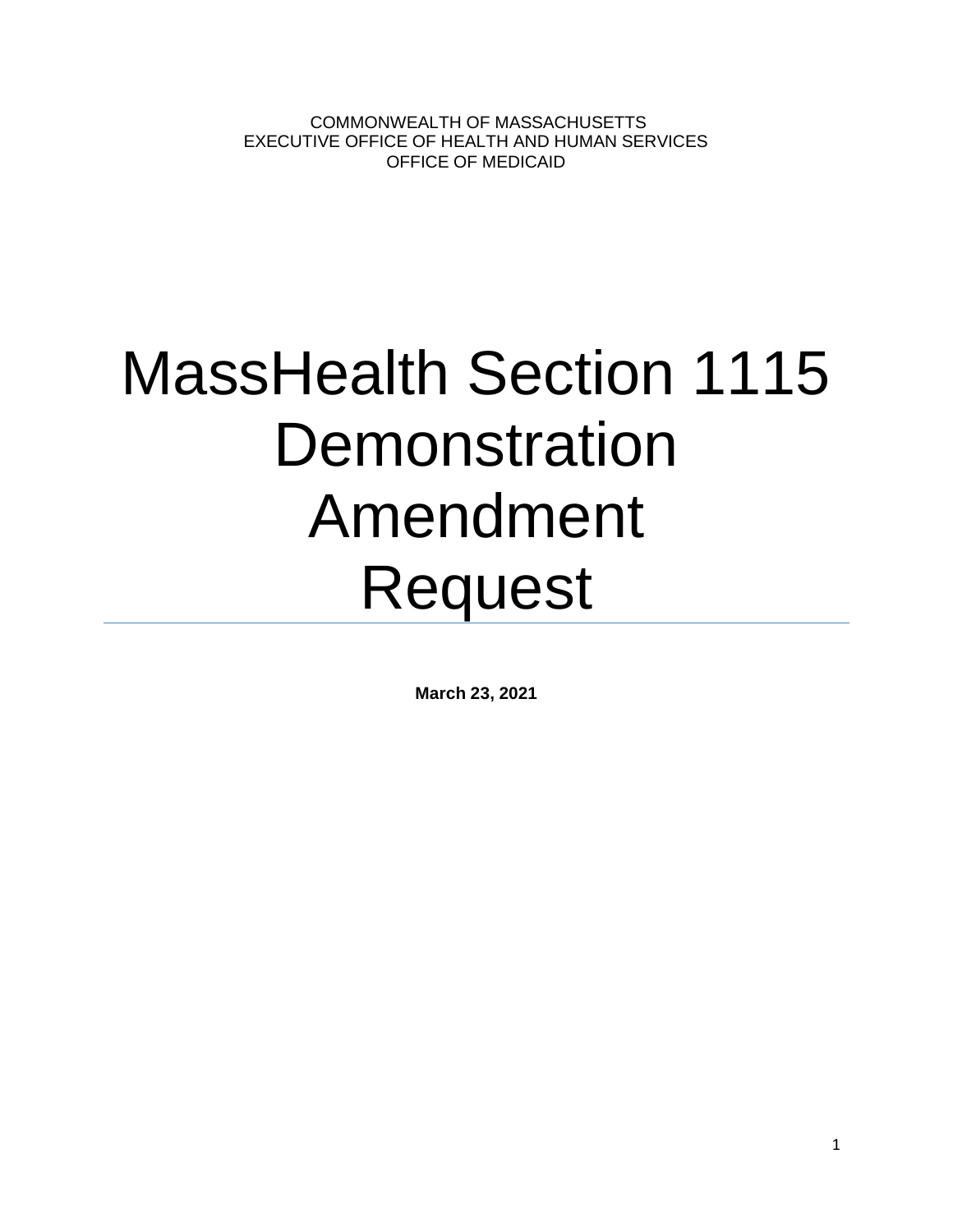COMMONWEALTH OF MASSACHUSETTS
EXECUTIVE OFFICE OF HEALTH AND HUMAN SERVICES
OFFICE OF MEDICAID

# MassHealth Section 1115 Demonstration Amendment Request

**March 23, 2021**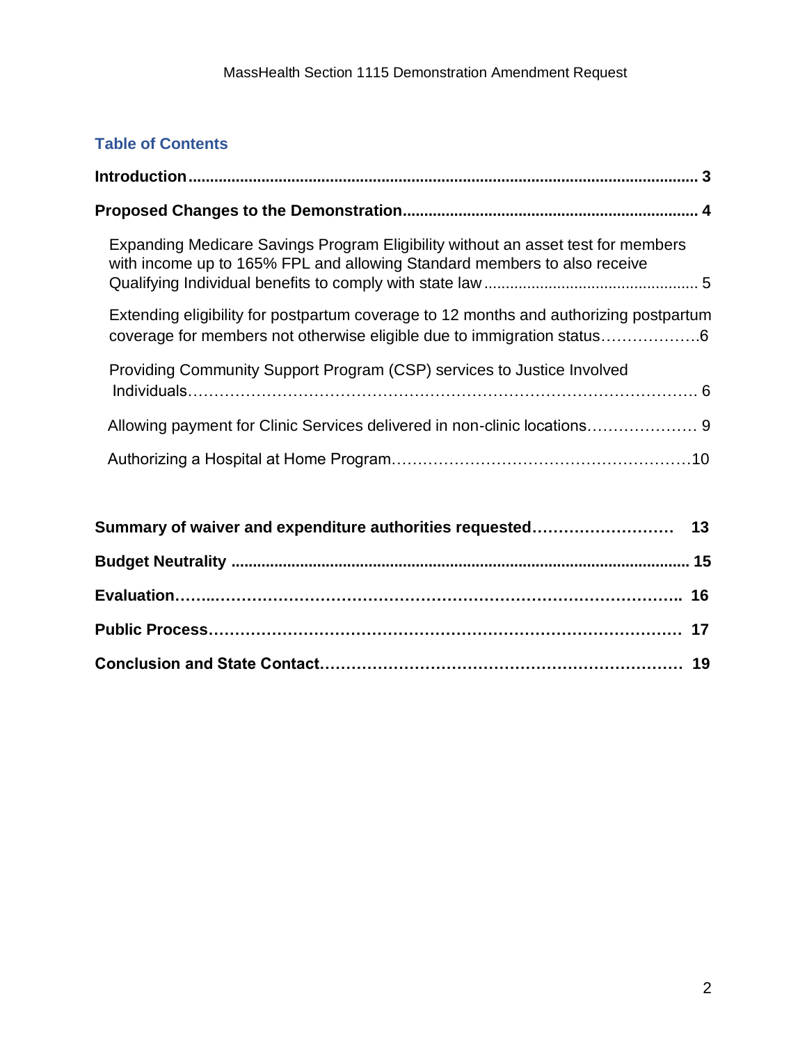## Table of Contents

**Introduction** ..... **3**

**Proposed Changes to the Demonstration** ..... **4**

- Expanding Medicare Savings Program Eligibility without an asset test for members with income up to 165% FPL and allowing Standard members to also receive Qualifying Individual benefits to comply with state law ..... 5
- Extending eligibility for postpartum coverage to 12 months and authorizing postpartum coverage for members not otherwise eligible due to immigration status ..... 6
- Providing Community Support Program (CSP) services to Justice Involved Individuals ..... 6
- Allowing payment for Clinic Services delivered in non-clinic locations ..... 9
- Authorizing a Hospital at Home Program ..... 10

**Summary of waiver and expenditure authorities requested** ..... **13**

**Budget Neutrality** ..... **15**

**Evaluation** ..... **16**

**Public Process** ..... **17**

**Conclusion and State Contact** ..... **19**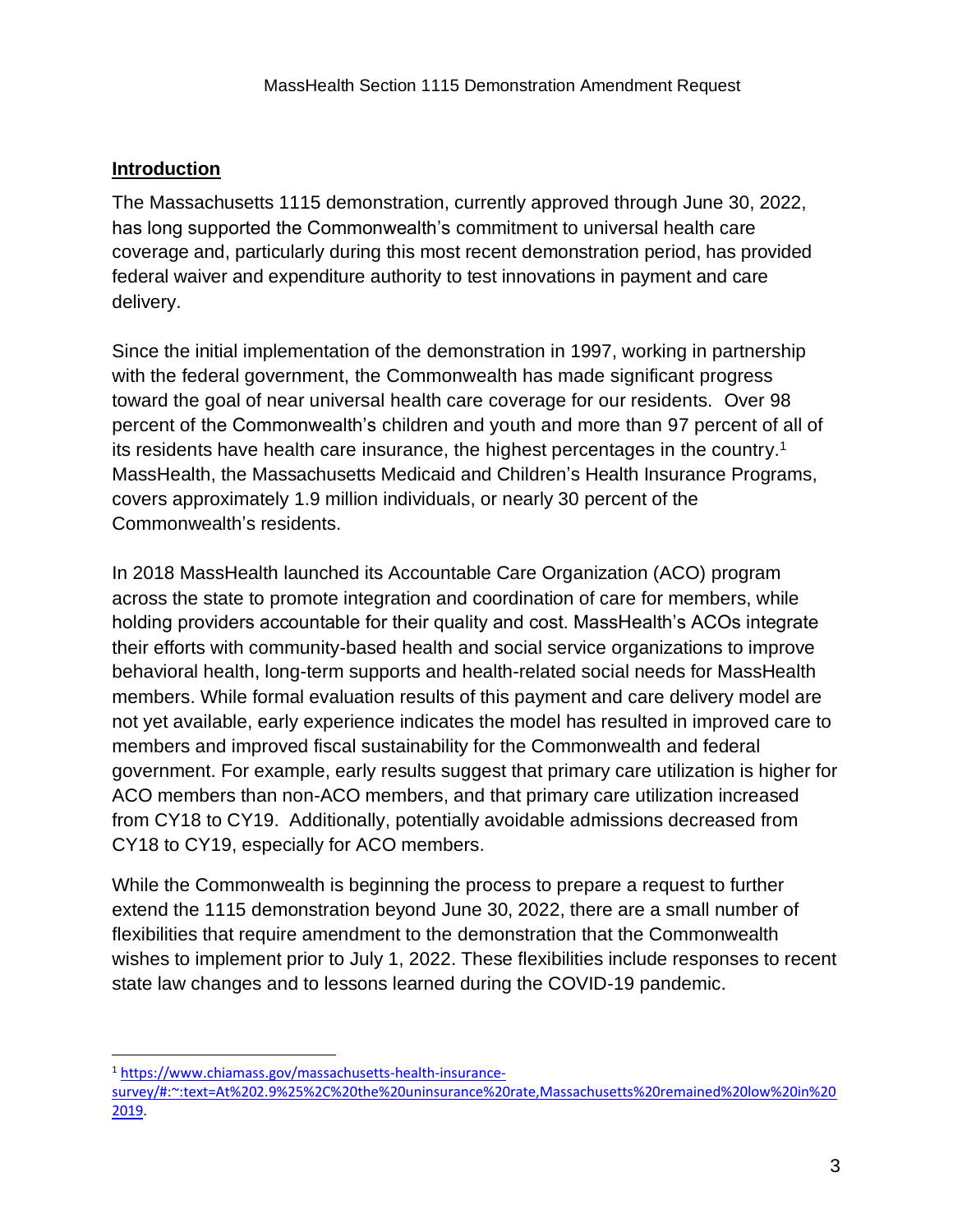## Introduction

The Massachusetts 1115 demonstration, currently approved through June 30, 2022, has long supported the Commonwealth's commitment to universal health care coverage and, particularly during this most recent demonstration period, has provided federal waiver and expenditure authority to test innovations in payment and care delivery.

Since the initial implementation of the demonstration in 1997, working in partnership with the federal government, the Commonwealth has made significant progress toward the goal of near universal health care coverage for our residents. Over 98 percent of the Commonwealth's children and youth and more than 97 percent of all of its residents have health care insurance, the highest percentages in the country.[1] MassHealth, the Massachusetts Medicaid and Children's Health Insurance Programs, covers approximately 1.9 million individuals, or nearly 30 percent of the Commonwealth's residents.

In 2018 MassHealth launched its Accountable Care Organization (ACO) program across the state to promote integration and coordination of care for members, while holding providers accountable for their quality and cost. MassHealth's ACOs integrate their efforts with community-based health and social service organizations to improve behavioral health, long-term supports and health-related social needs for MassHealth members. While formal evaluation results of this payment and care delivery model are not yet available, early experience indicates the model has resulted in improved care to members and improved fiscal sustainability for the Commonwealth and federal government. For example, early results suggest that primary care utilization is higher for ACO members than non-ACO members, and that primary care utilization increased from CY18 to CY19. Additionally, potentially avoidable admissions decreased from CY18 to CY19, especially for ACO members.

While the Commonwealth is beginning the process to prepare a request to further extend the 1115 demonstration beyond June 30, 2022, there are a small number of flexibilities that require amendment to the demonstration that the Commonwealth wishes to implement prior to July 1, 2022. These flexibilities include responses to recent state law changes and to lessons learned during the COVID-19 pandemic.

[1] https://www.chiamass.gov/massachusetts-health-insurance-survey/#:~:text=At%202.9%25%2C%20the%20uninsurance%20rate,Massachusetts%20remained%20low%20in%202019.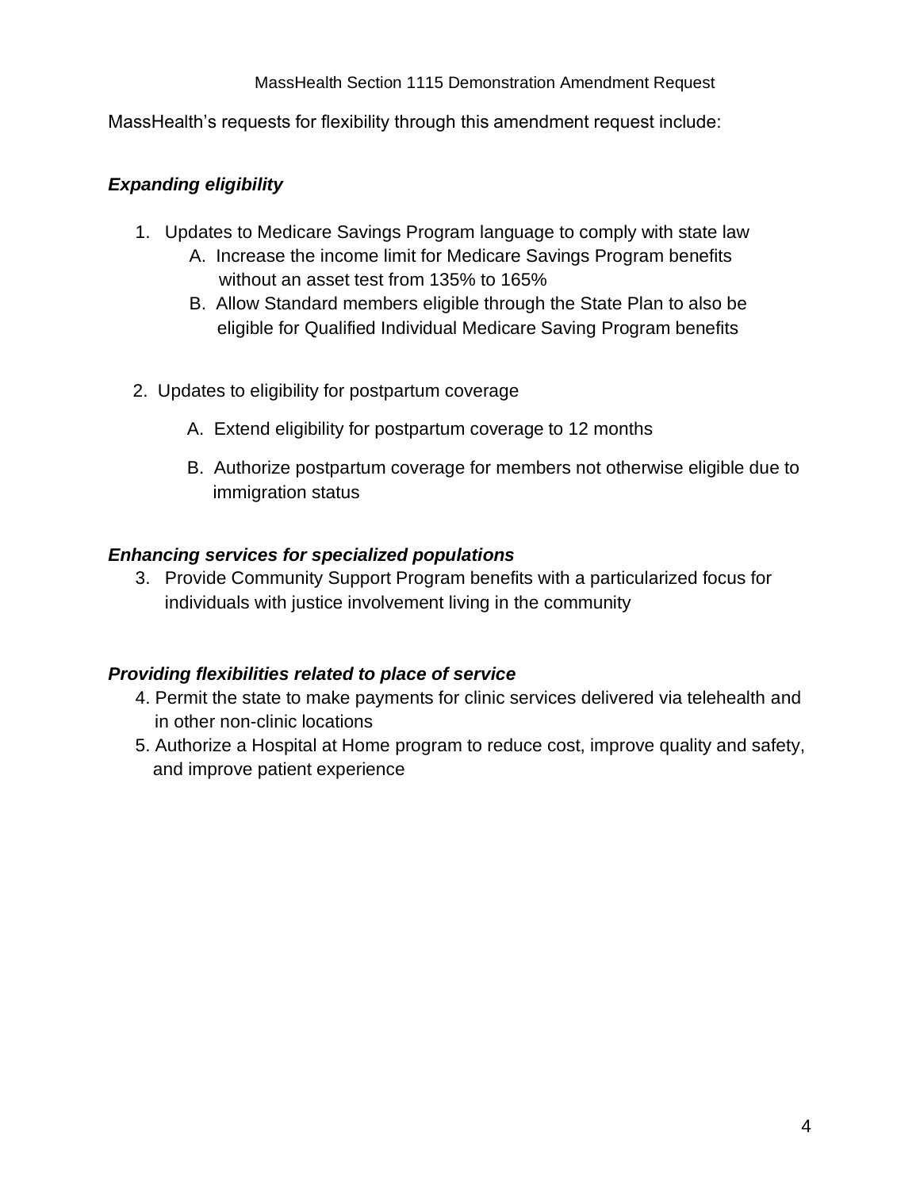MassHealth's requests for flexibility through this amendment request include:

***Expanding eligibility***

1. Updates to Medicare Savings Program language to comply with state law
   - A. Increase the income limit for Medicare Savings Program benefits without an asset test from 135% to 165%
   - B. Allow Standard members eligible through the State Plan to also be eligible for Qualified Individual Medicare Saving Program benefits

2. Updates to eligibility for postpartum coverage
   - A. Extend eligibility for postpartum coverage to 12 months
   - B. Authorize postpartum coverage for members not otherwise eligible due to immigration status

***Enhancing services for specialized populations***

3. Provide Community Support Program benefits with a particularized focus for individuals with justice involvement living in the community

***Providing flexibilities related to place of service***

4. Permit the state to make payments for clinic services delivered via telehealth and in other non-clinic locations
5. Authorize a Hospital at Home program to reduce cost, improve quality and safety, and improve patient experience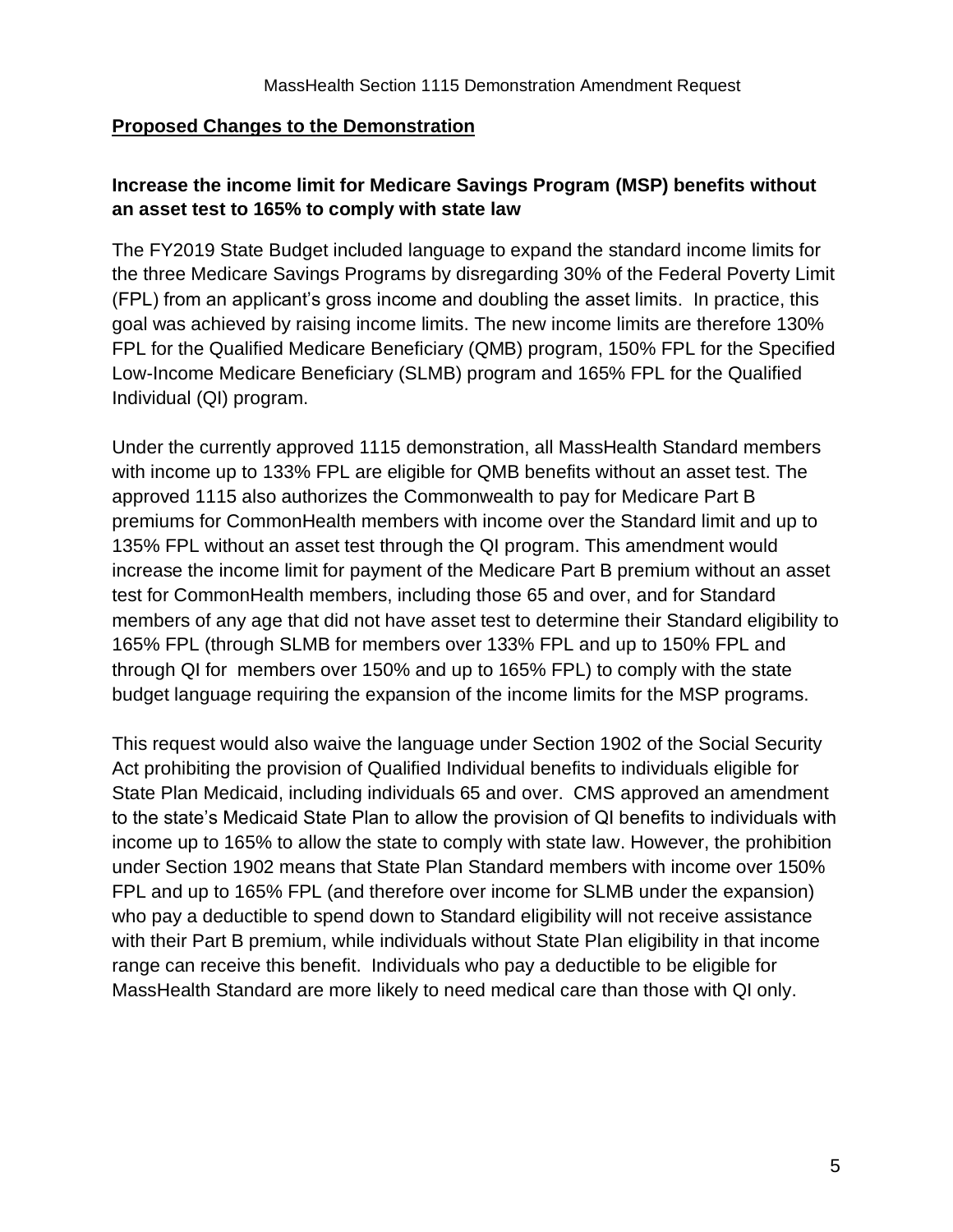## Proposed Changes to the Demonstration

### Increase the income limit for Medicare Savings Program (MSP) benefits without an asset test to 165% to comply with state law

The FY2019 State Budget included language to expand the standard income limits for the three Medicare Savings Programs by disregarding 30% of the Federal Poverty Limit (FPL) from an applicant's gross income and doubling the asset limits. In practice, this goal was achieved by raising income limits. The new income limits are therefore 130% FPL for the Qualified Medicare Beneficiary (QMB) program, 150% FPL for the Specified Low-Income Medicare Beneficiary (SLMB) program and 165% FPL for the Qualified Individual (QI) program.

Under the currently approved 1115 demonstration, all MassHealth Standard members with income up to 133% FPL are eligible for QMB benefits without an asset test. The approved 1115 also authorizes the Commonwealth to pay for Medicare Part B premiums for CommonHealth members with income over the Standard limit and up to 135% FPL without an asset test through the QI program. This amendment would increase the income limit for payment of the Medicare Part B premium without an asset test for CommonHealth members, including those 65 and over, and for Standard members of any age that did not have asset test to determine their Standard eligibility to 165% FPL (through SLMB for members over 133% FPL and up to 150% FPL and through QI for members over 150% and up to 165% FPL) to comply with the state budget language requiring the expansion of the income limits for the MSP programs.

This request would also waive the language under Section 1902 of the Social Security Act prohibiting the provision of Qualified Individual benefits to individuals eligible for State Plan Medicaid, including individuals 65 and over. CMS approved an amendment to the state's Medicaid State Plan to allow the provision of QI benefits to individuals with income up to 165% to allow the state to comply with state law. However, the prohibition under Section 1902 means that State Plan Standard members with income over 150% FPL and up to 165% FPL (and therefore over income for SLMB under the expansion) who pay a deductible to spend down to Standard eligibility will not receive assistance with their Part B premium, while individuals without State Plan eligibility in that income range can receive this benefit. Individuals who pay a deductible to be eligible for MassHealth Standard are more likely to need medical care than those with QI only.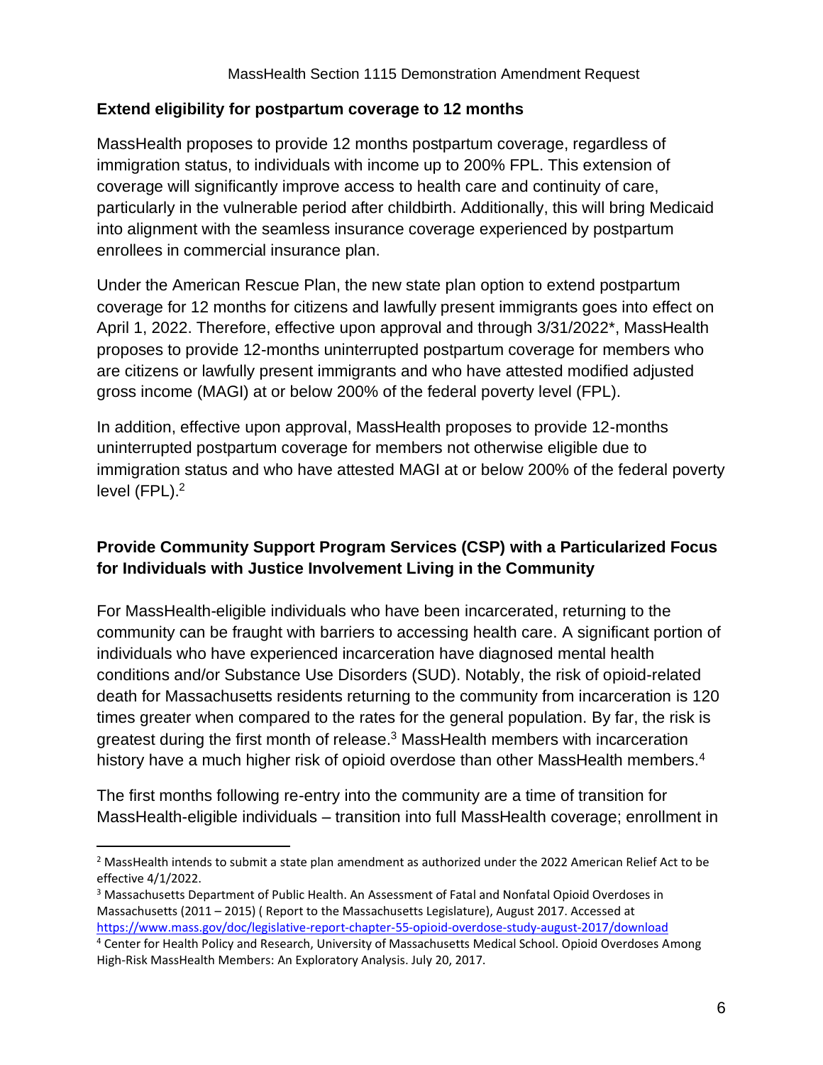## Extend eligibility for postpartum coverage to 12 months

MassHealth proposes to provide 12 months postpartum coverage, regardless of immigration status, to individuals with income up to 200% FPL. This extension of coverage will significantly improve access to health care and continuity of care, particularly in the vulnerable period after childbirth. Additionally, this will bring Medicaid into alignment with the seamless insurance coverage experienced by postpartum enrollees in commercial insurance plan.

Under the American Rescue Plan, the new state plan option to extend postpartum coverage for 12 months for citizens and lawfully present immigrants goes into effect on April 1, 2022. Therefore, effective upon approval and through 3/31/2022*, MassHealth proposes to provide 12-months uninterrupted postpartum coverage for members who are citizens or lawfully present immigrants and who have attested modified adjusted gross income (MAGI) at or below 200% of the federal poverty level (FPL).

In addition, effective upon approval, MassHealth proposes to provide 12-months uninterrupted postpartum coverage for members not otherwise eligible due to immigration status and who have attested MAGI at or below 200% of the federal poverty level (FPL).[2]

## Provide Community Support Program Services (CSP) with a Particularized Focus for Individuals with Justice Involvement Living in the Community

For MassHealth-eligible individuals who have been incarcerated, returning to the community can be fraught with barriers to accessing health care. A significant portion of individuals who have experienced incarceration have diagnosed mental health conditions and/or Substance Use Disorders (SUD). Notably, the risk of opioid-related death for Massachusetts residents returning to the community from incarceration is 120 times greater when compared to the rates for the general population. By far, the risk is greatest during the first month of release.[3] MassHealth members with incarceration history have a much higher risk of opioid overdose than other MassHealth members.[4]

The first months following re-entry into the community are a time of transition for MassHealth-eligible individuals – transition into full MassHealth coverage; enrollment in

---

[2] MassHealth intends to submit a state plan amendment as authorized under the 2022 American Relief Act to be effective 4/1/2022.

[3] Massachusetts Department of Public Health. An Assessment of Fatal and Nonfatal Opioid Overdoses in Massachusetts (2011 – 2015) ( Report to the Massachusetts Legislature), August 2017. Accessed at https://www.mass.gov/doc/legislative-report-chapter-55-opioid-overdose-study-august-2017/download

[4] Center for Health Policy and Research, University of Massachusetts Medical School. Opioid Overdoses Among High-Risk MassHealth Members: An Exploratory Analysis. July 20, 2017.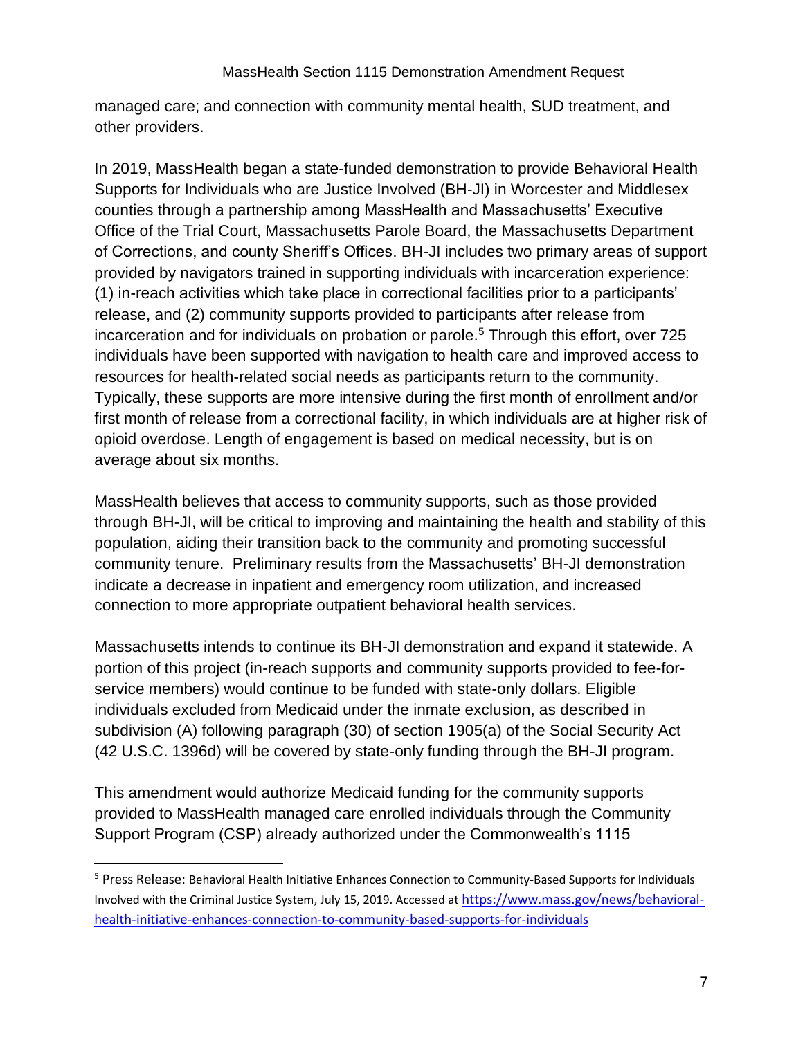managed care; and connection with community mental health, SUD treatment, and other providers.

In 2019, MassHealth began a state-funded demonstration to provide Behavioral Health Supports for Individuals who are Justice Involved (BH-JI) in Worcester and Middlesex counties through a partnership among MassHealth and Massachusetts' Executive Office of the Trial Court, Massachusetts Parole Board, the Massachusetts Department of Corrections, and county Sheriff's Offices. BH-JI includes two primary areas of support provided by navigators trained in supporting individuals with incarceration experience: (1) in-reach activities which take place in correctional facilities prior to a participants' release, and (2) community supports provided to participants after release from incarceration and for individuals on probation or parole.[5] Through this effort, over 725 individuals have been supported with navigation to health care and improved access to resources for health-related social needs as participants return to the community. Typically, these supports are more intensive during the first month of enrollment and/or first month of release from a correctional facility, in which individuals are at higher risk of opioid overdose. Length of engagement is based on medical necessity, but is on average about six months.

MassHealth believes that access to community supports, such as those provided through BH-JI, will be critical to improving and maintaining the health and stability of this population, aiding their transition back to the community and promoting successful community tenure. Preliminary results from the Massachusetts' BH-JI demonstration indicate a decrease in inpatient and emergency room utilization, and increased connection to more appropriate outpatient behavioral health services.

Massachusetts intends to continue its BH-JI demonstration and expand it statewide. A portion of this project (in-reach supports and community supports provided to fee-for-service members) would continue to be funded with state-only dollars. Eligible individuals excluded from Medicaid under the inmate exclusion, as described in subdivision (A) following paragraph (30) of section 1905(a) of the Social Security Act (42 U.S.C. 1396d) will be covered by state-only funding through the BH-JI program.

This amendment would authorize Medicaid funding for the community supports provided to MassHealth managed care enrolled individuals through the Community Support Program (CSP) already authorized under the Commonwealth's 1115

---

[5] Press Release: Behavioral Health Initiative Enhances Connection to Community-Based Supports for Individuals Involved with the Criminal Justice System, July 15, 2019. Accessed at https://www.mass.gov/news/behavioral-health-initiative-enhances-connection-to-community-based-supports-for-individuals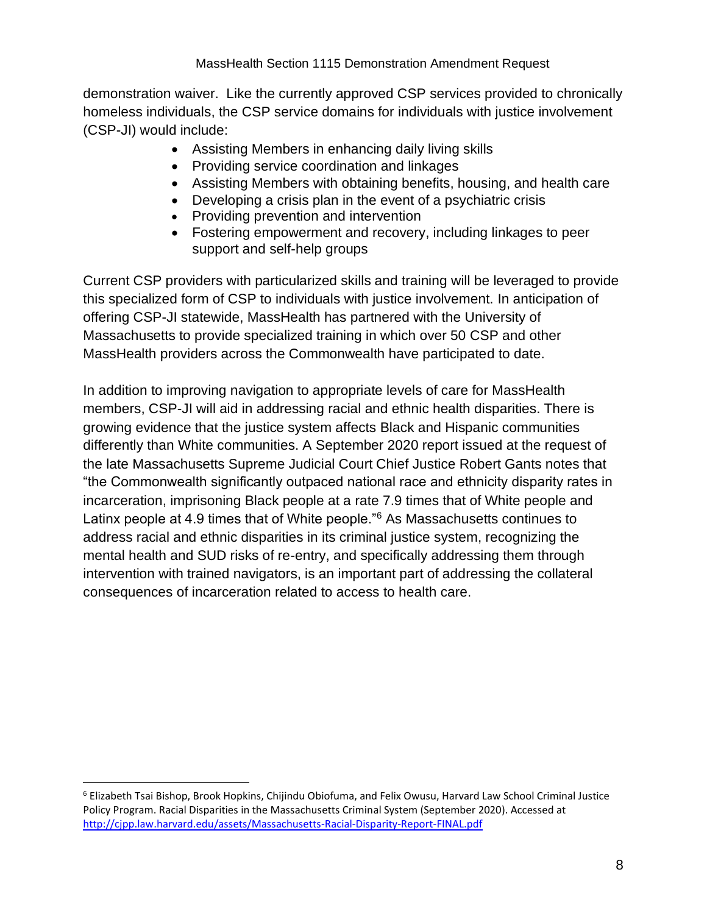demonstration waiver. Like the currently approved CSP services provided to chronically homeless individuals, the CSP service domains for individuals with justice involvement (CSP-JI) would include:

- Assisting Members in enhancing daily living skills
- Providing service coordination and linkages
- Assisting Members with obtaining benefits, housing, and health care
- Developing a crisis plan in the event of a psychiatric crisis
- Providing prevention and intervention
- Fostering empowerment and recovery, including linkages to peer support and self-help groups

Current CSP providers with particularized skills and training will be leveraged to provide this specialized form of CSP to individuals with justice involvement. In anticipation of offering CSP-JI statewide, MassHealth has partnered with the University of Massachusetts to provide specialized training in which over 50 CSP and other MassHealth providers across the Commonwealth have participated to date.

In addition to improving navigation to appropriate levels of care for MassHealth members, CSP-JI will aid in addressing racial and ethnic health disparities. There is growing evidence that the justice system affects Black and Hispanic communities differently than White communities. A September 2020 report issued at the request of the late Massachusetts Supreme Judicial Court Chief Justice Robert Gants notes that "the Commonwealth significantly outpaced national race and ethnicity disparity rates in incarceration, imprisoning Black people at a rate 7.9 times that of White people and Latinx people at 4.9 times that of White people."[6] As Massachusetts continues to address racial and ethnic disparities in its criminal justice system, recognizing the mental health and SUD risks of re-entry, and specifically addressing them through intervention with trained navigators, is an important part of addressing the collateral consequences of incarceration related to access to health care.

---

[6] Elizabeth Tsai Bishop, Brook Hopkins, Chijindu Obiofuma, and Felix Owusu, Harvard Law School Criminal Justice Policy Program. Racial Disparities in the Massachusetts Criminal System (September 2020). Accessed at http://cjpp.law.harvard.edu/assets/Massachusetts-Racial-Disparity-Report-FINAL.pdf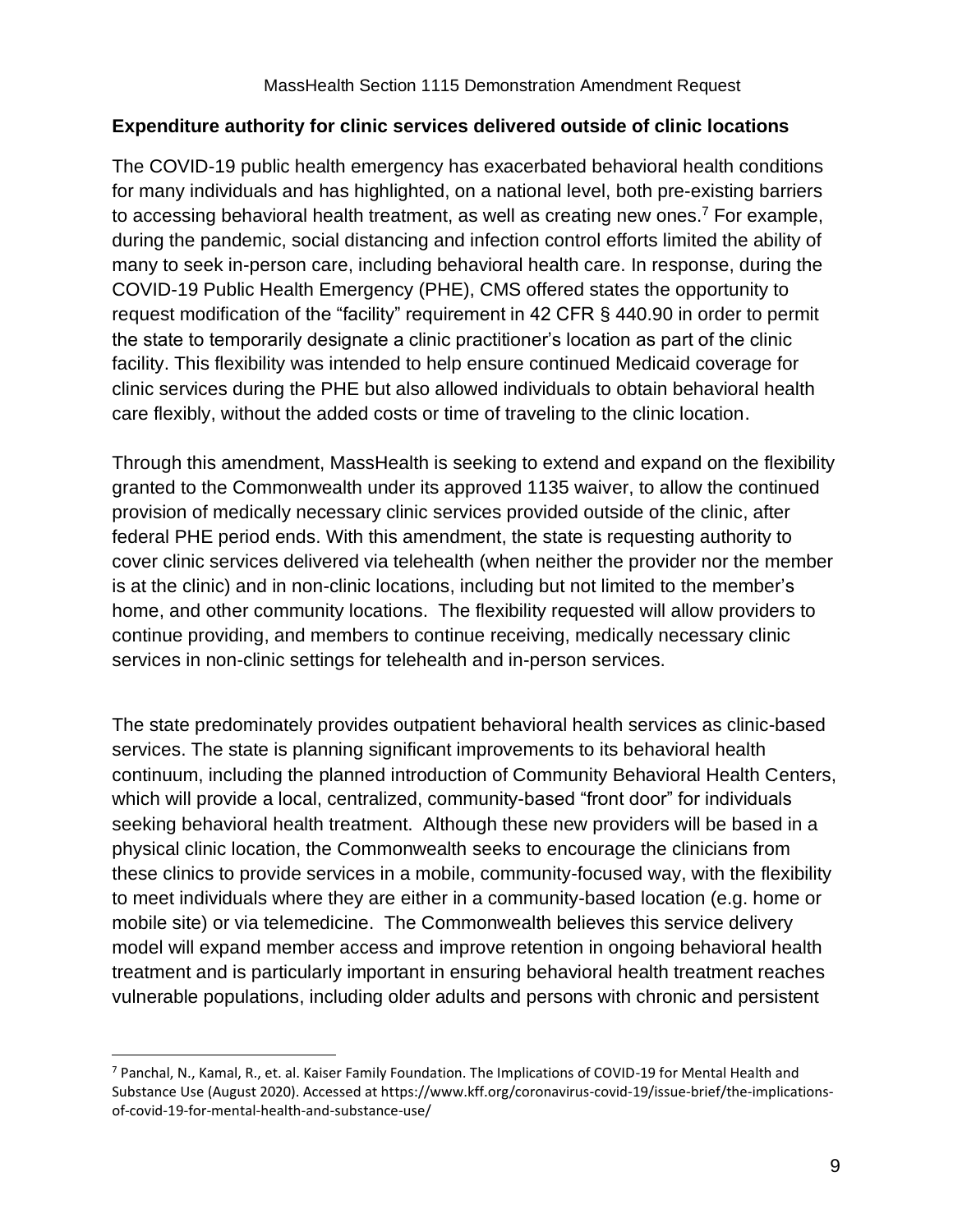## Expenditure authority for clinic services delivered outside of clinic locations

The COVID-19 public health emergency has exacerbated behavioral health conditions for many individuals and has highlighted, on a national level, both pre-existing barriers to accessing behavioral health treatment, as well as creating new ones.[7] For example, during the pandemic, social distancing and infection control efforts limited the ability of many to seek in-person care, including behavioral health care. In response, during the COVID-19 Public Health Emergency (PHE), CMS offered states the opportunity to request modification of the "facility" requirement in 42 CFR § 440.90 in order to permit the state to temporarily designate a clinic practitioner's location as part of the clinic facility. This flexibility was intended to help ensure continued Medicaid coverage for clinic services during the PHE but also allowed individuals to obtain behavioral health care flexibly, without the added costs or time of traveling to the clinic location.

Through this amendment, MassHealth is seeking to extend and expand on the flexibility granted to the Commonwealth under its approved 1135 waiver, to allow the continued provision of medically necessary clinic services provided outside of the clinic, after federal PHE period ends. With this amendment, the state is requesting authority to cover clinic services delivered via telehealth (when neither the provider nor the member is at the clinic) and in non-clinic locations, including but not limited to the member's home, and other community locations. The flexibility requested will allow providers to continue providing, and members to continue receiving, medically necessary clinic services in non-clinic settings for telehealth and in-person services.

The state predominately provides outpatient behavioral health services as clinic-based services. The state is planning significant improvements to its behavioral health continuum, including the planned introduction of Community Behavioral Health Centers, which will provide a local, centralized, community-based "front door" for individuals seeking behavioral health treatment. Although these new providers will be based in a physical clinic location, the Commonwealth seeks to encourage the clinicians from these clinics to provide services in a mobile, community-focused way, with the flexibility to meet individuals where they are either in a community-based location (e.g. home or mobile site) or via telemedicine. The Commonwealth believes this service delivery model will expand member access and improve retention in ongoing behavioral health treatment and is particularly important in ensuring behavioral health treatment reaches vulnerable populations, including older adults and persons with chronic and persistent

---

[7] Panchal, N., Kamal, R., et. al. Kaiser Family Foundation. The Implications of COVID-19 for Mental Health and Substance Use (August 2020). Accessed at https://www.kff.org/coronavirus-covid-19/issue-brief/the-implications-of-covid-19-for-mental-health-and-substance-use/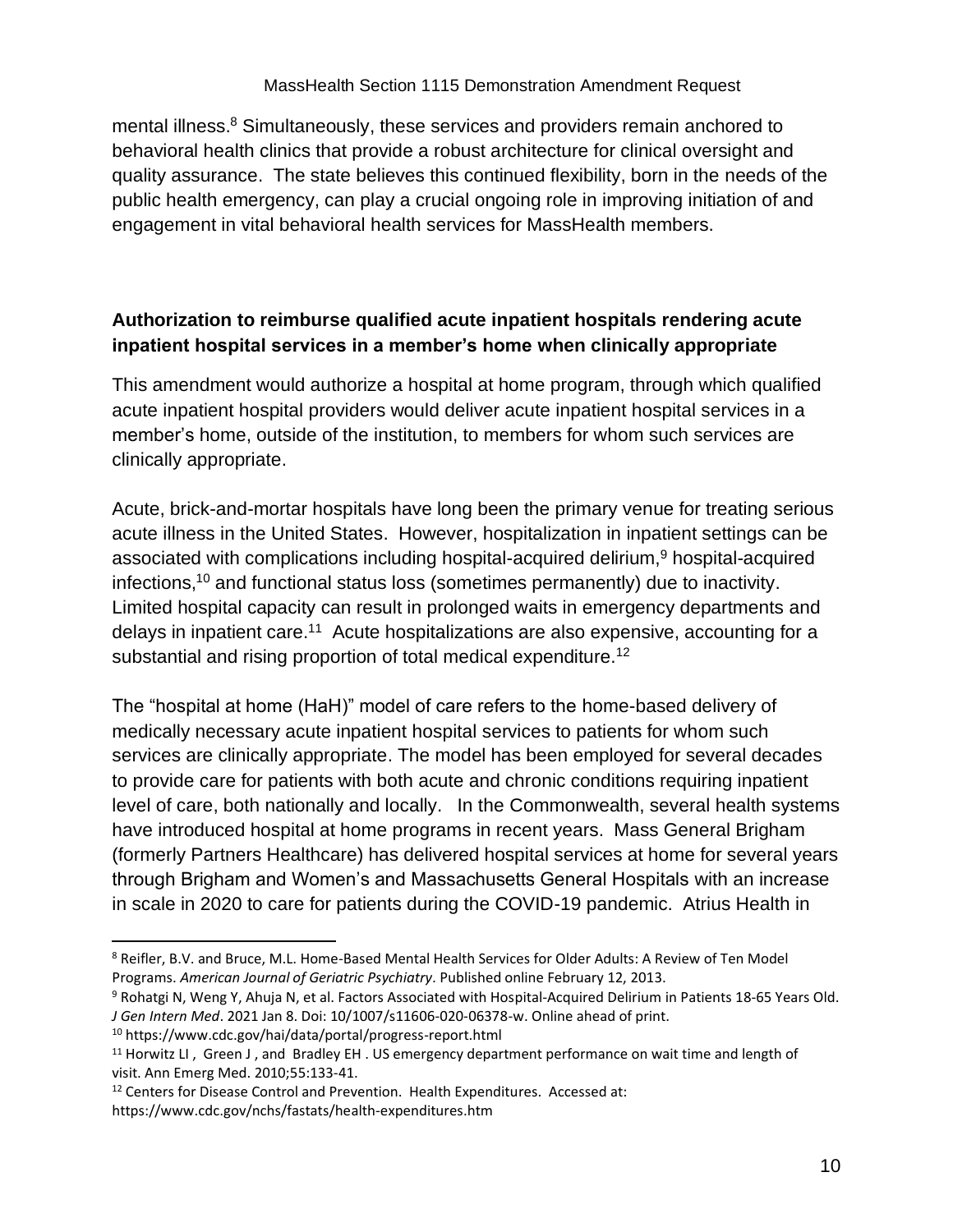mental illness.[8] Simultaneously, these services and providers remain anchored to behavioral health clinics that provide a robust architecture for clinical oversight and quality assurance. The state believes this continued flexibility, born in the needs of the public health emergency, can play a crucial ongoing role in improving initiation of and engagement in vital behavioral health services for MassHealth members.

### Authorization to reimburse qualified acute inpatient hospitals rendering acute inpatient hospital services in a member's home when clinically appropriate

This amendment would authorize a hospital at home program, through which qualified acute inpatient hospital providers would deliver acute inpatient hospital services in a member's home, outside of the institution, to members for whom such services are clinically appropriate.

Acute, brick-and-mortar hospitals have long been the primary venue for treating serious acute illness in the United States. However, hospitalization in inpatient settings can be associated with complications including hospital-acquired delirium,[9] hospital-acquired infections,[10] and functional status loss (sometimes permanently) due to inactivity. Limited hospital capacity can result in prolonged waits in emergency departments and delays in inpatient care.[11] Acute hospitalizations are also expensive, accounting for a substantial and rising proportion of total medical expenditure.[12]

The "hospital at home (HaH)" model of care refers to the home-based delivery of medically necessary acute inpatient hospital services to patients for whom such services are clinically appropriate. The model has been employed for several decades to provide care for patients with both acute and chronic conditions requiring inpatient level of care, both nationally and locally. In the Commonwealth, several health systems have introduced hospital at home programs in recent years. Mass General Brigham (formerly Partners Healthcare) has delivered hospital services at home for several years through Brigham and Women's and Massachusetts General Hospitals with an increase in scale in 2020 to care for patients during the COVID-19 pandemic. Atrius Health in

---

[8] Reifler, B.V. and Bruce, M.L. Home-Based Mental Health Services for Older Adults: A Review of Ten Model Programs. *American Journal of Geriatric Psychiatry*. Published online February 12, 2013.

[9] Rohatgi N, Weng Y, Ahuja N, et al. Factors Associated with Hospital-Acquired Delirium in Patients 18-65 Years Old. *J Gen Intern Med*. 2021 Jan 8. Doi: 10/1007/s11606-020-06378-w. Online ahead of print.

[10] https://www.cdc.gov/hai/data/portal/progress-report.html

[11] Horwitz LI , Green J , and Bradley EH . US emergency department performance on wait time and length of visit. Ann Emerg Med. 2010;55:133-41.

[12] Centers for Disease Control and Prevention. Health Expenditures. Accessed at: https://www.cdc.gov/nchs/fastats/health-expenditures.htm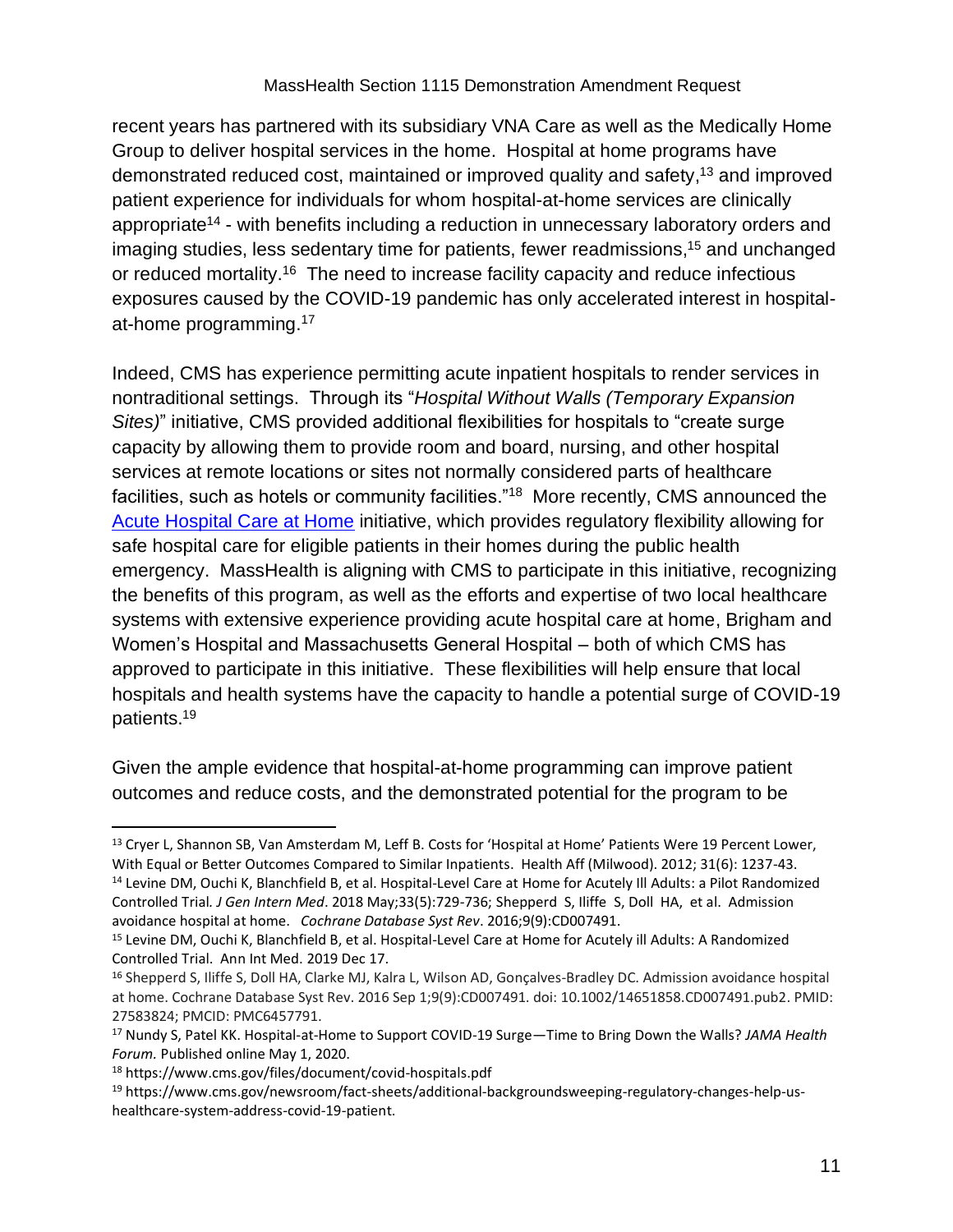recent years has partnered with its subsidiary VNA Care as well as the Medically Home Group to deliver hospital services in the home. Hospital at home programs have demonstrated reduced cost, maintained or improved quality and safety,[13] and improved patient experience for individuals for whom hospital-at-home services are clinically appropriate[14] - with benefits including a reduction in unnecessary laboratory orders and imaging studies, less sedentary time for patients, fewer readmissions,[15] and unchanged or reduced mortality.[16] The need to increase facility capacity and reduce infectious exposures caused by the COVID-19 pandemic has only accelerated interest in hospital-at-home programming.[17]

Indeed, CMS has experience permitting acute inpatient hospitals to render services in nontraditional settings. Through its "*Hospital Without Walls (Temporary Expansion Sites)*" initiative, CMS provided additional flexibilities for hospitals to "create surge capacity by allowing them to provide room and board, nursing, and other hospital services at remote locations or sites not normally considered parts of healthcare facilities, such as hotels or community facilities."[18] More recently, CMS announced the Acute Hospital Care at Home initiative, which provides regulatory flexibility allowing for safe hospital care for eligible patients in their homes during the public health emergency. MassHealth is aligning with CMS to participate in this initiative, recognizing the benefits of this program, as well as the efforts and expertise of two local healthcare systems with extensive experience providing acute hospital care at home, Brigham and Women's Hospital and Massachusetts General Hospital – both of which CMS has approved to participate in this initiative. These flexibilities will help ensure that local hospitals and health systems have the capacity to handle a potential surge of COVID-19 patients.[19]

Given the ample evidence that hospital-at-home programming can improve patient outcomes and reduce costs, and the demonstrated potential for the program to be

---

[13] Cryer L, Shannon SB, Van Amsterdam M, Leff B. Costs for 'Hospital at Home' Patients Were 19 Percent Lower, With Equal or Better Outcomes Compared to Similar Inpatients. Health Aff (Milwood). 2012; 31(6): 1237-43.

[14] Levine DM, Ouchi K, Blanchfield B, et al. Hospital-Level Care at Home for Acutely Ill Adults: a Pilot Randomized Controlled Trial. *J Gen Intern Med*. 2018 May;33(5):729-736; Shepperd S, Iliffe S, Doll HA, et al. Admission avoidance hospital at home. *Cochrane Database Syst Rev*. 2016;9(9):CD007491.

[15] Levine DM, Ouchi K, Blanchfield B, et al. Hospital-Level Care at Home for Acutely ill Adults: A Randomized Controlled Trial. Ann Int Med. 2019 Dec 17.

[16] Shepperd S, Iliffe S, Doll HA, Clarke MJ, Kalra L, Wilson AD, Gonçalves-Bradley DC. Admission avoidance hospital at home. Cochrane Database Syst Rev. 2016 Sep 1;9(9):CD007491. doi: 10.1002/14651858.CD007491.pub2. PMID: 27583824; PMCID: PMC6457791.

[17] Nundy S, Patel KK. Hospital-at-Home to Support COVID-19 Surge—Time to Bring Down the Walls? *JAMA Health Forum.* Published online May 1, 2020.

[18] https://www.cms.gov/files/document/covid-hospitals.pdf

[19] https://www.cms.gov/newsroom/fact-sheets/additional-backgroundsweeping-regulatory-changes-help-us-healthcare-system-address-covid-19-patient.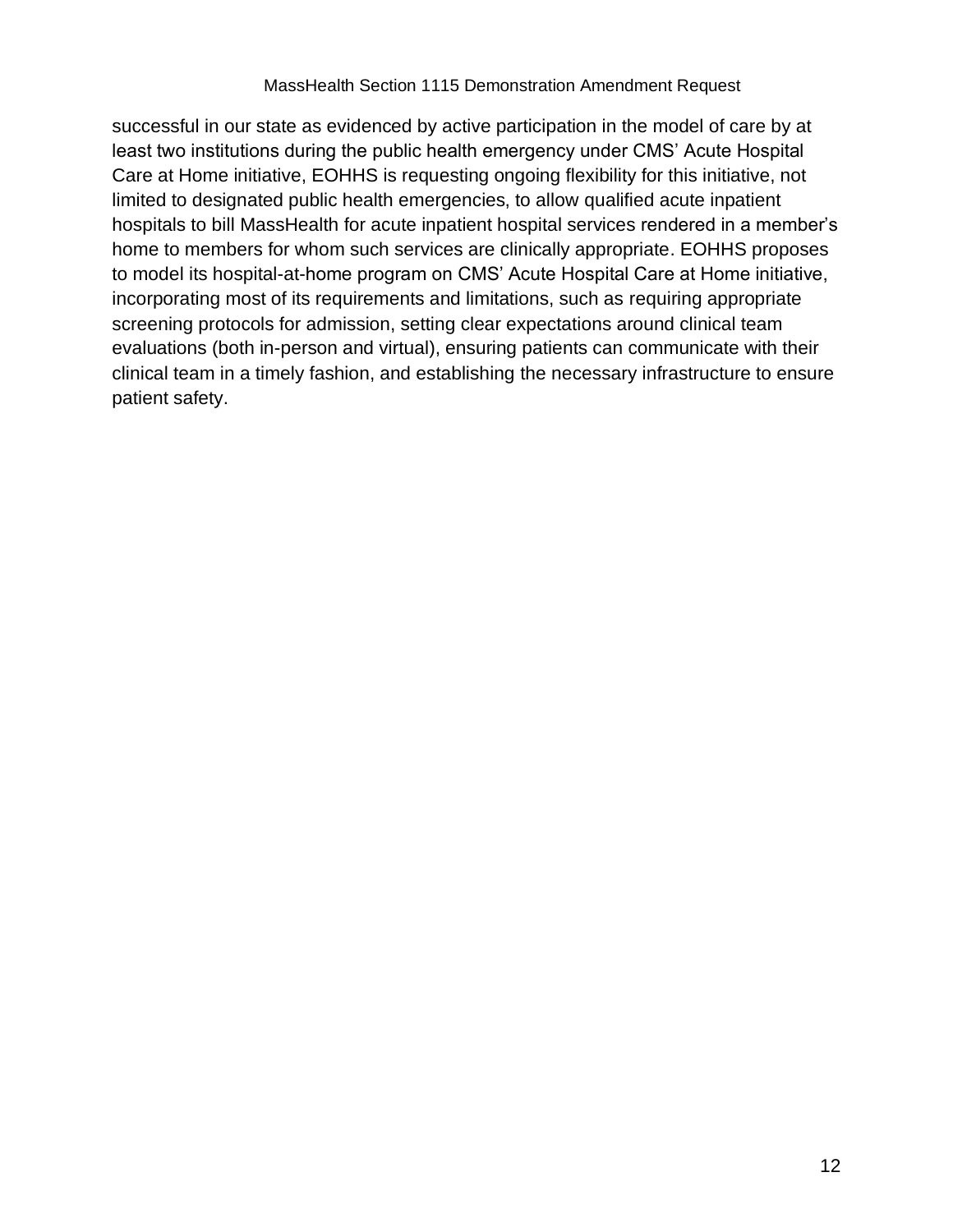successful in our state as evidenced by active participation in the model of care by at least two institutions during the public health emergency under CMS' Acute Hospital Care at Home initiative, EOHHS is requesting ongoing flexibility for this initiative, not limited to designated public health emergencies, to allow qualified acute inpatient hospitals to bill MassHealth for acute inpatient hospital services rendered in a member's home to members for whom such services are clinically appropriate. EOHHS proposes to model its hospital-at-home program on CMS' Acute Hospital Care at Home initiative, incorporating most of its requirements and limitations, such as requiring appropriate screening protocols for admission, setting clear expectations around clinical team evaluations (both in-person and virtual), ensuring patients can communicate with their clinical team in a timely fashion, and establishing the necessary infrastructure to ensure patient safety.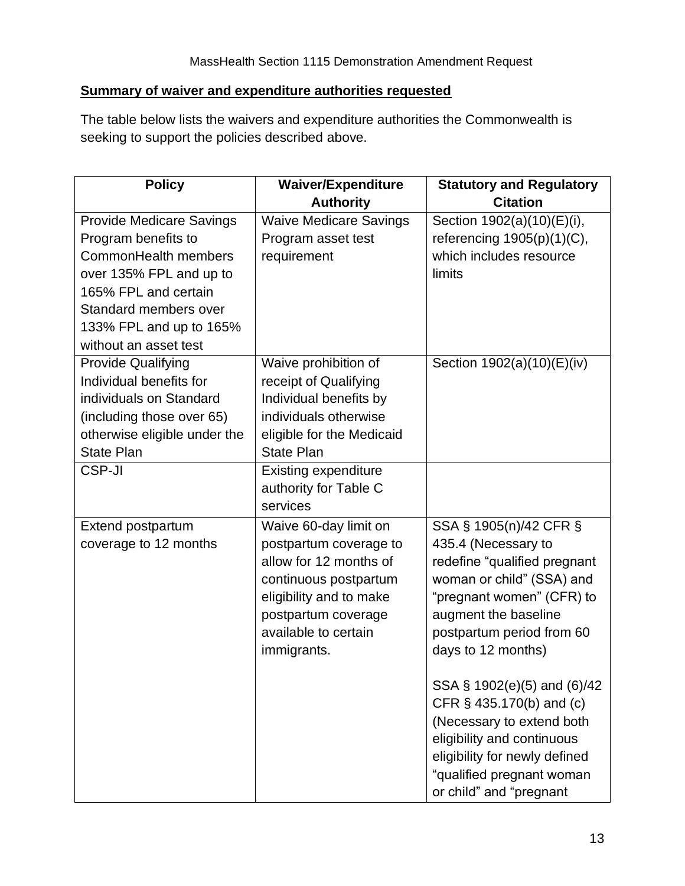**Summary of waiver and expenditure authorities requested**

The table below lists the waivers and expenditure authorities the Commonwealth is seeking to support the policies described above.

| Policy | Waiver/Expenditure Authority | Statutory and Regulatory Citation |
|---|---|---|
| Provide Medicare Savings Program benefits to CommonHealth members over 135% FPL and up to 165% FPL and certain Standard members over 133% FPL and up to 165% without an asset test | Waive Medicare Savings Program asset test requirement | Section 1902(a)(10)(E)(i), referencing 1905(p)(1)(C), which includes resource limits |
| Provide Qualifying Individual benefits for individuals on Standard (including those over 65) otherwise eligible under the State Plan | Waive prohibition of receipt of Qualifying Individual benefits by individuals otherwise eligible for the Medicaid State Plan | Section 1902(a)(10)(E)(iv) |
| CSP-JI | Existing expenditure authority for Table C services | |
| Extend postpartum coverage to 12 months | Waive 60-day limit on postpartum coverage to allow for 12 months of continuous postpartum eligibility and to make postpartum coverage available to certain immigrants. | SSA § 1905(n)/42 CFR § 435.4 (Necessary to redefine “qualified pregnant woman or child” (SSA) and “pregnant women” (CFR) to augment the baseline postpartum period from 60 days to 12 months)<br><br>SSA § 1902(e)(5) and (6)/42 CFR § 435.170(b) and (c) (Necessary to extend both eligibility and continuous eligibility for newly defined “qualified pregnant woman or child” and “pregnant |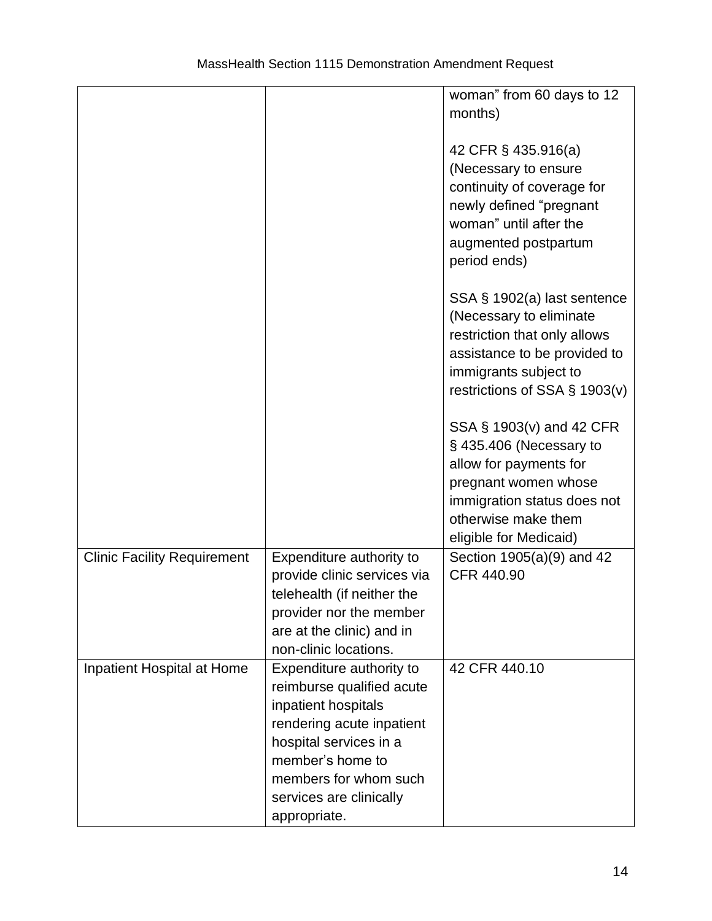| | | |
|---|---|---|
| | | woman" from 60 days to 12 months)<br><br>42 CFR § 435.916(a) (Necessary to ensure continuity of coverage for newly defined "pregnant woman" until after the augmented postpartum period ends)<br><br>SSA § 1902(a) last sentence (Necessary to eliminate restriction that only allows assistance to be provided to immigrants subject to restrictions of SSA § 1903(v)<br><br>SSA § 1903(v) and 42 CFR § 435.406 (Necessary to allow for payments for pregnant women whose immigration status does not otherwise make them eligible for Medicaid) |
| Clinic Facility Requirement | Expenditure authority to provide clinic services via telehealth (if neither the provider nor the member are at the clinic) and in non-clinic locations. | Section 1905(a)(9) and 42 CFR 440.90 |
| Inpatient Hospital at Home | Expenditure authority to reimburse qualified acute inpatient hospitals rendering acute inpatient hospital services in a member's home to members for whom such services are clinically appropriate. | 42 CFR 440.10 |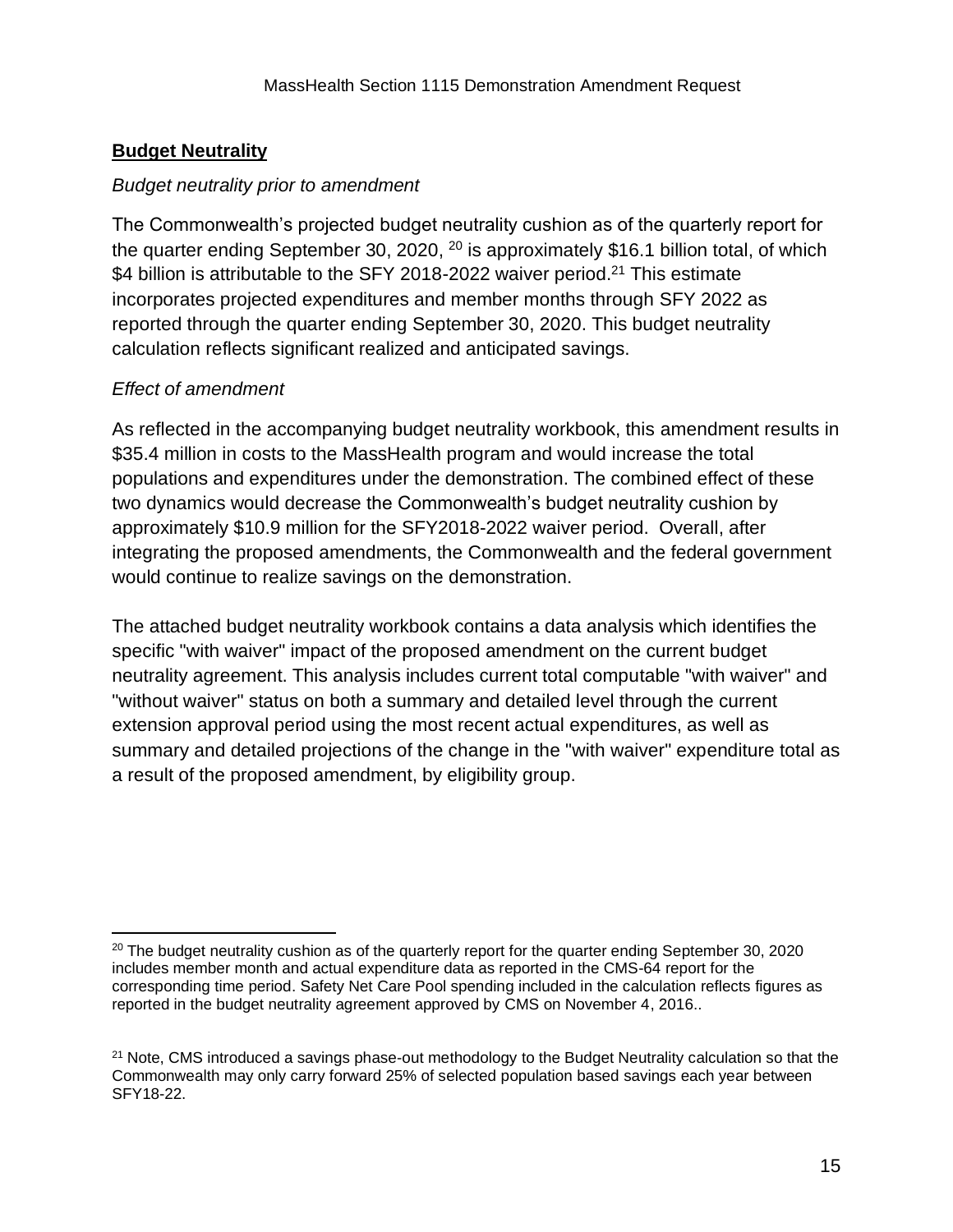## **Budget Neutrality**

*Budget neutrality prior to amendment*

The Commonwealth's projected budget neutrality cushion as of the quarterly report for the quarter ending September 30, 2020, [20] is approximately $16.1 billion total, of which $4 billion is attributable to the SFY 2018-2022 waiver period.[21] This estimate incorporates projected expenditures and member months through SFY 2022 as reported through the quarter ending September 30, 2020. This budget neutrality calculation reflects significant realized and anticipated savings.

*Effect of amendment*

As reflected in the accompanying budget neutrality workbook, this amendment results in $35.4 million in costs to the MassHealth program and would increase the total populations and expenditures under the demonstration. The combined effect of these two dynamics would decrease the Commonwealth's budget neutrality cushion by approximately $10.9 million for the SFY2018-2022 waiver period. Overall, after integrating the proposed amendments, the Commonwealth and the federal government would continue to realize savings on the demonstration.

The attached budget neutrality workbook contains a data analysis which identifies the specific "with waiver" impact of the proposed amendment on the current budget neutrality agreement. This analysis includes current total computable "with waiver" and "without waiver" status on both a summary and detailed level through the current extension approval period using the most recent actual expenditures, as well as summary and detailed projections of the change in the "with waiver" expenditure total as a result of the proposed amendment, by eligibility group.

---

[20] The budget neutrality cushion as of the quarterly report for the quarter ending September 30, 2020 includes member month and actual expenditure data as reported in the CMS-64 report for the corresponding time period. Safety Net Care Pool spending included in the calculation reflects figures as reported in the budget neutrality agreement approved by CMS on November 4, 2016..

[21] Note, CMS introduced a savings phase-out methodology to the Budget Neutrality calculation so that the Commonwealth may only carry forward 25% of selected population based savings each year between SFY18-22.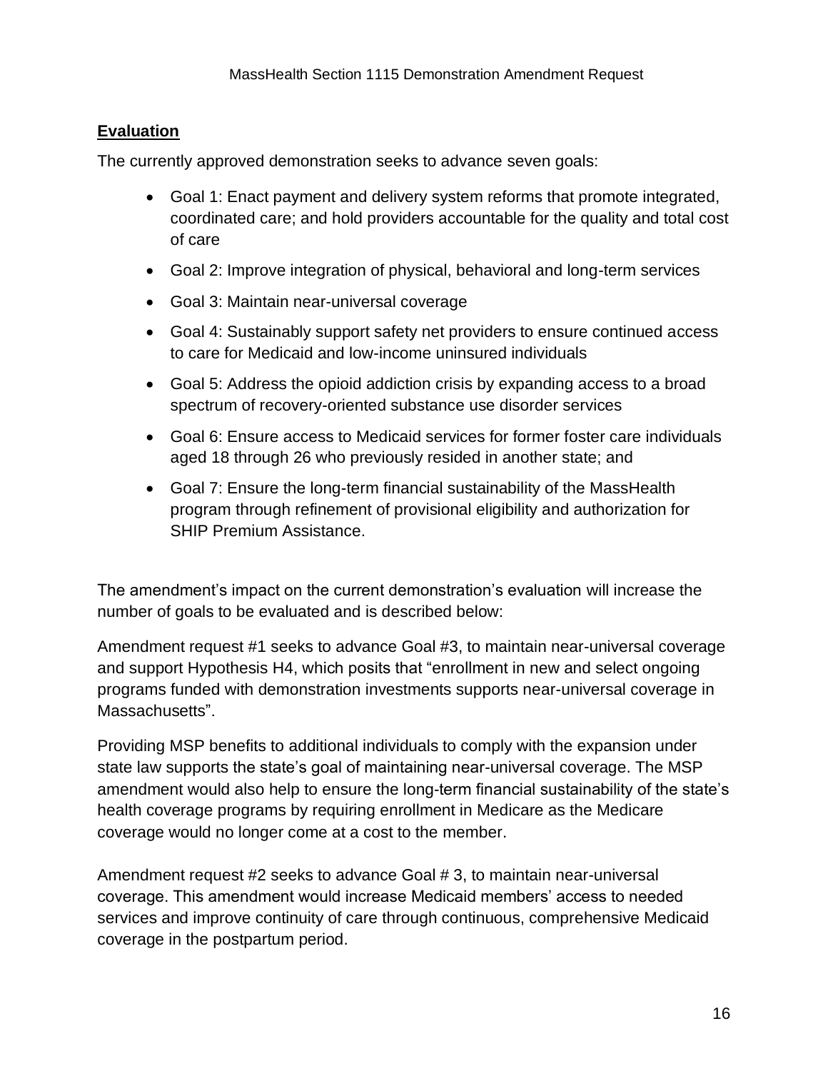## Evaluation

The currently approved demonstration seeks to advance seven goals:

- Goal 1: Enact payment and delivery system reforms that promote integrated, coordinated care; and hold providers accountable for the quality and total cost of care
- Goal 2: Improve integration of physical, behavioral and long-term services
- Goal 3: Maintain near-universal coverage
- Goal 4: Sustainably support safety net providers to ensure continued access to care for Medicaid and low-income uninsured individuals
- Goal 5: Address the opioid addiction crisis by expanding access to a broad spectrum of recovery-oriented substance use disorder services
- Goal 6: Ensure access to Medicaid services for former foster care individuals aged 18 through 26 who previously resided in another state; and
- Goal 7: Ensure the long-term financial sustainability of the MassHealth program through refinement of provisional eligibility and authorization for SHIP Premium Assistance.

The amendment's impact on the current demonstration's evaluation will increase the number of goals to be evaluated and is described below:

Amendment request #1 seeks to advance Goal #3, to maintain near-universal coverage and support Hypothesis H4, which posits that "enrollment in new and select ongoing programs funded with demonstration investments supports near-universal coverage in Massachusetts".

Providing MSP benefits to additional individuals to comply with the expansion under state law supports the state's goal of maintaining near-universal coverage. The MSP amendment would also help to ensure the long-term financial sustainability of the state's health coverage programs by requiring enrollment in Medicare as the Medicare coverage would no longer come at a cost to the member.

Amendment request #2 seeks to advance Goal # 3, to maintain near-universal coverage. This amendment would increase Medicaid members' access to needed services and improve continuity of care through continuous, comprehensive Medicaid coverage in the postpartum period.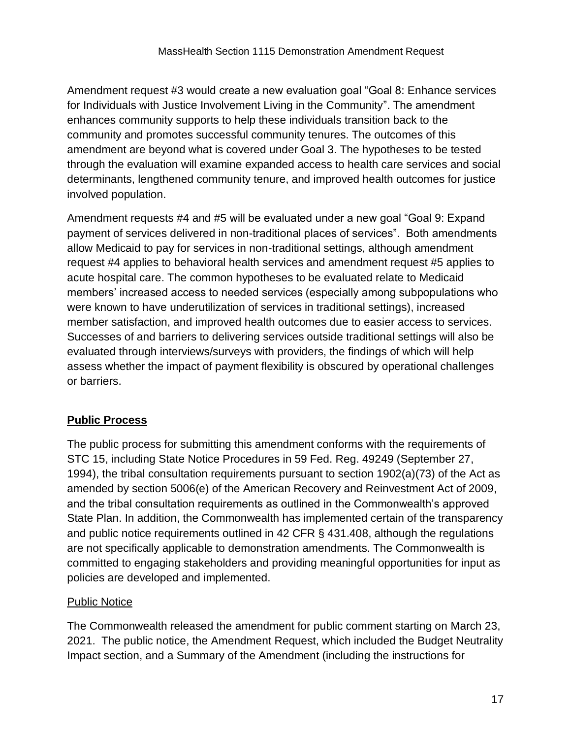Amendment request #3 would create a new evaluation goal "Goal 8: Enhance services for Individuals with Justice Involvement Living in the Community". The amendment enhances community supports to help these individuals transition back to the community and promotes successful community tenures. The outcomes of this amendment are beyond what is covered under Goal 3. The hypotheses to be tested through the evaluation will examine expanded access to health care services and social determinants, lengthened community tenure, and improved health outcomes for justice involved population.

Amendment requests #4 and #5 will be evaluated under a new goal "Goal 9: Expand payment of services delivered in non-traditional places of services". Both amendments allow Medicaid to pay for services in non-traditional settings, although amendment request #4 applies to behavioral health services and amendment request #5 applies to acute hospital care. The common hypotheses to be evaluated relate to Medicaid members' increased access to needed services (especially among subpopulations who were known to have underutilization of services in traditional settings), increased member satisfaction, and improved health outcomes due to easier access to services. Successes of and barriers to delivering services outside traditional settings will also be evaluated through interviews/surveys with providers, the findings of which will help assess whether the impact of payment flexibility is obscured by operational challenges or barriers.

## **Public Process**

The public process for submitting this amendment conforms with the requirements of STC 15, including State Notice Procedures in 59 Fed. Reg. 49249 (September 27, 1994), the tribal consultation requirements pursuant to section 1902(a)(73) of the Act as amended by section 5006(e) of the American Recovery and Reinvestment Act of 2009, and the tribal consultation requirements as outlined in the Commonwealth's approved State Plan. In addition, the Commonwealth has implemented certain of the transparency and public notice requirements outlined in 42 CFR § 431.408, although the regulations are not specifically applicable to demonstration amendments. The Commonwealth is committed to engaging stakeholders and providing meaningful opportunities for input as policies are developed and implemented.

### Public Notice

The Commonwealth released the amendment for public comment starting on March 23, 2021. The public notice, the Amendment Request, which included the Budget Neutrality Impact section, and a Summary of the Amendment (including the instructions for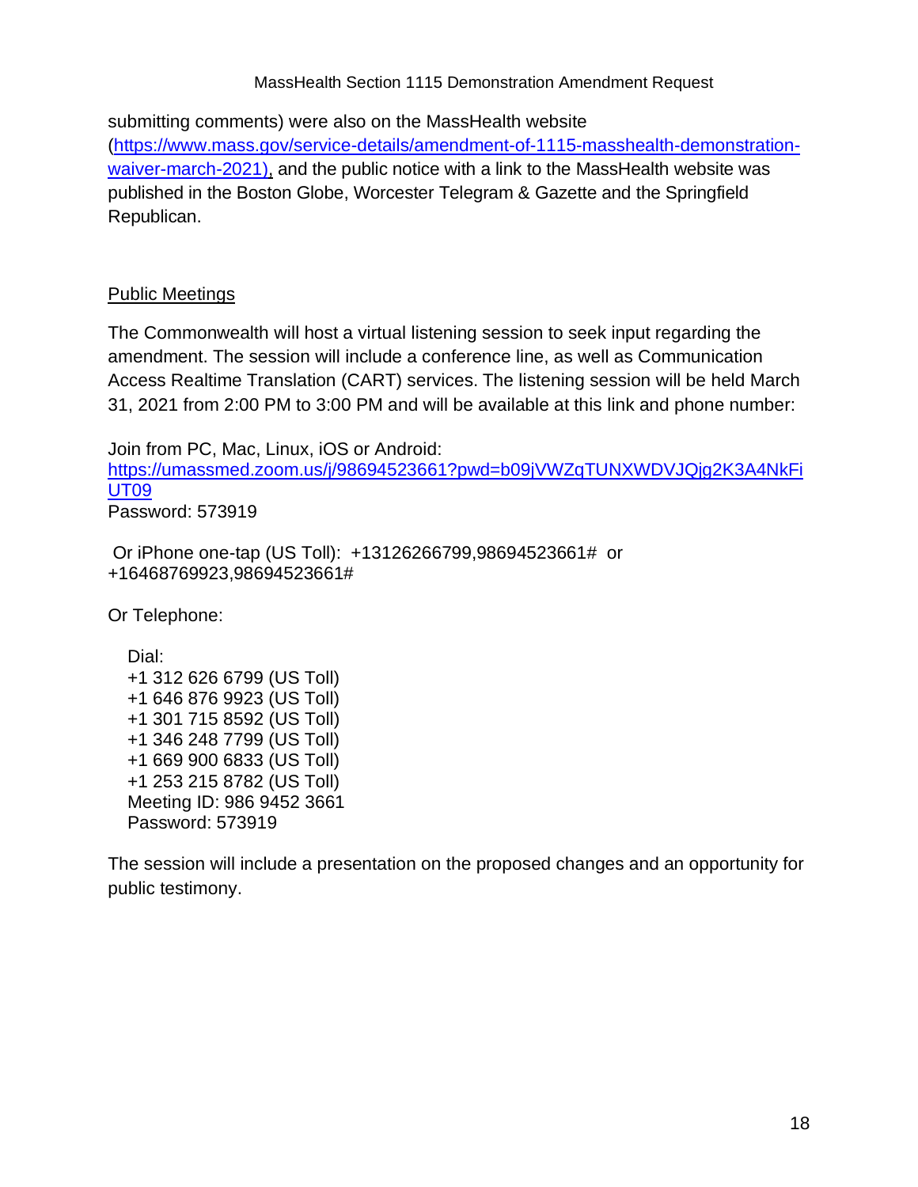submitting comments) were also on the MassHealth website (https://www.mass.gov/service-details/amendment-of-1115-masshealth-demonstration-waiver-march-2021), and the public notice with a link to the MassHealth website was published in the Boston Globe, Worcester Telegram & Gazette and the Springfield Republican.

Public Meetings

The Commonwealth will host a virtual listening session to seek input regarding the amendment. The session will include a conference line, as well as Communication Access Realtime Translation (CART) services. The listening session will be held March 31, 2021 from 2:00 PM to 3:00 PM and will be available at this link and phone number:

Join from PC, Mac, Linux, iOS or Android:
https://umassmed.zoom.us/j/98694523661?pwd=b09jVWZqTUNXWDVJQjg2K3A4NkFiUT09
Password: 573919

Or iPhone one-tap (US Toll): +13126266799,98694523661# or +16468769923,98694523661#

Or Telephone:

Dial:
+1 312 626 6799 (US Toll)
+1 646 876 9923 (US Toll)
+1 301 715 8592 (US Toll)
+1 346 248 7799 (US Toll)
+1 669 900 6833 (US Toll)
+1 253 215 8782 (US Toll)
Meeting ID: 986 9452 3661
Password: 573919

The session will include a presentation on the proposed changes and an opportunity for public testimony.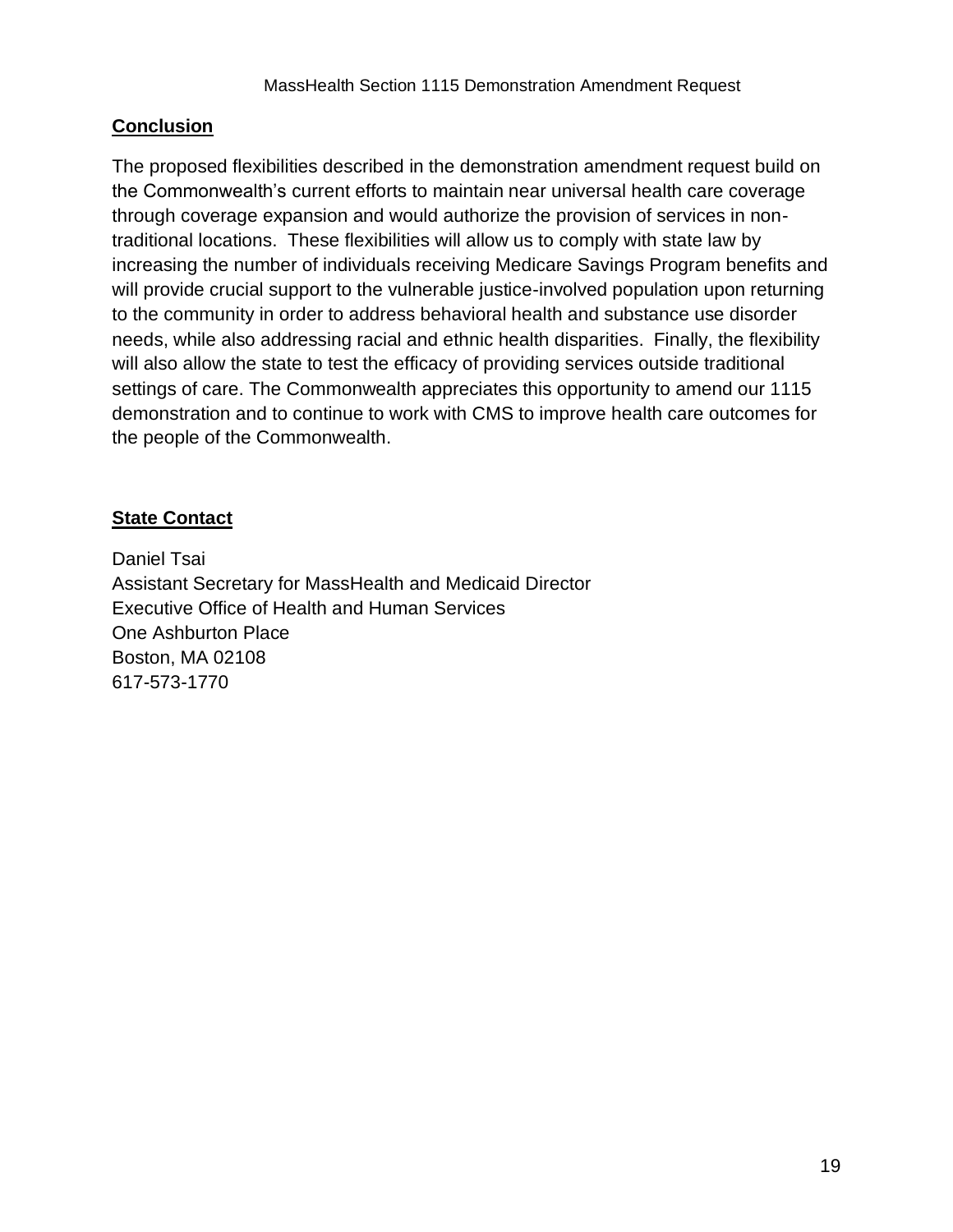## Conclusion

The proposed flexibilities described in the demonstration amendment request build on the Commonwealth's current efforts to maintain near universal health care coverage through coverage expansion and would authorize the provision of services in non-traditional locations. These flexibilities will allow us to comply with state law by increasing the number of individuals receiving Medicare Savings Program benefits and will provide crucial support to the vulnerable justice-involved population upon returning to the community in order to address behavioral health and substance use disorder needs, while also addressing racial and ethnic health disparities. Finally, the flexibility will also allow the state to test the efficacy of providing services outside traditional settings of care. The Commonwealth appreciates this opportunity to amend our 1115 demonstration and to continue to work with CMS to improve health care outcomes for the people of the Commonwealth.

## State Contact

Daniel Tsai
Assistant Secretary for MassHealth and Medicaid Director
Executive Office of Health and Human Services
One Ashburton Place
Boston, MA 02108
617-573-1770